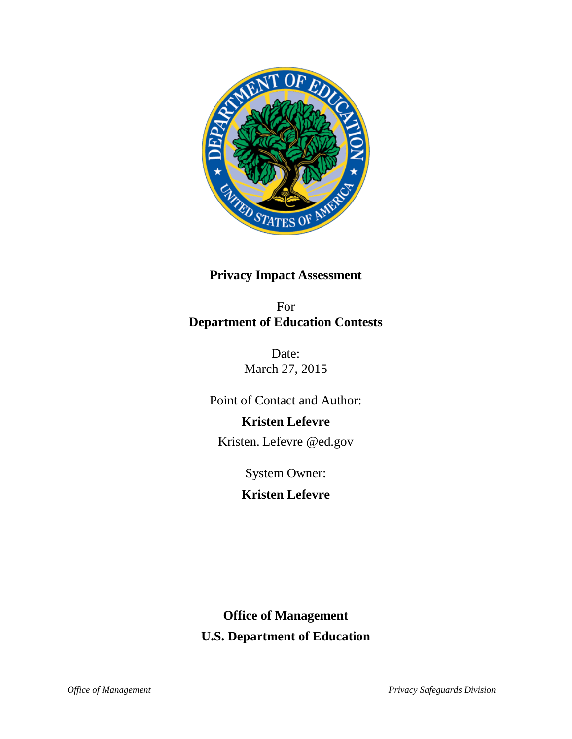**Privacy Impact Assessment**

For
**Department of Education Contests**

Date:
March 27, 2015

Point of Contact and Author:

**Kristen Lefevre**

Kristen. Lefevre @ed.gov

System Owner:

**Kristen Lefevre**

**Office of Management**

**U.S. Department of Education**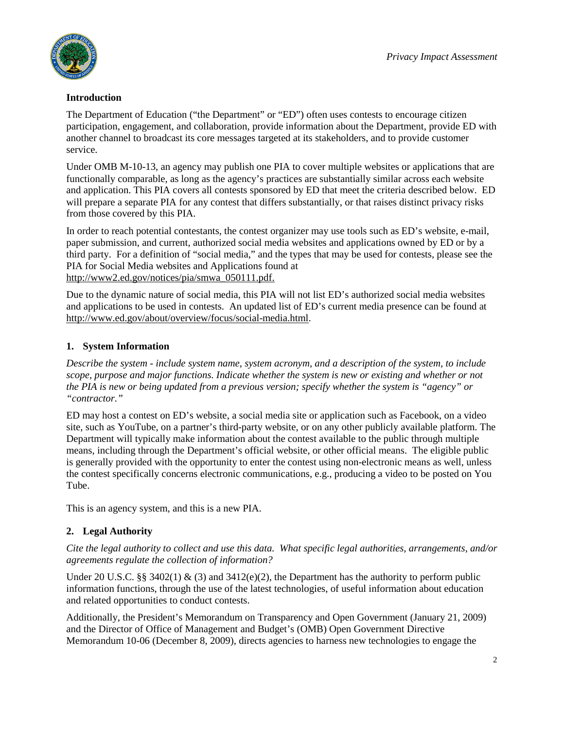## Introduction

The Department of Education ("the Department" or "ED") often uses contests to encourage citizen participation, engagement, and collaboration, provide information about the Department, provide ED with another channel to broadcast its core messages targeted at its stakeholders, and to provide customer service.

Under OMB M-10-13, an agency may publish one PIA to cover multiple websites or applications that are functionally comparable, as long as the agency's practices are substantially similar across each website and application. This PIA covers all contests sponsored by ED that meet the criteria described below. ED will prepare a separate PIA for any contest that differs substantially, or that raises distinct privacy risks from those covered by this PIA.

In order to reach potential contestants, the contest organizer may use tools such as ED's website, e-mail, paper submission, and current, authorized social media websites and applications owned by ED or by a third party. For a definition of "social media," and the types that may be used for contests, please see the PIA for Social Media websites and Applications found at http://www2.ed.gov/notices/pia/smwa_050111.pdf.

Due to the dynamic nature of social media, this PIA will not list ED's authorized social media websites and applications to be used in contests. An updated list of ED's current media presence can be found at http://www.ed.gov/about/overview/focus/social-media.html.

## 1. System Information

*Describe the system - include system name, system acronym, and a description of the system, to include scope, purpose and major functions. Indicate whether the system is new or existing and whether or not the PIA is new or being updated from a previous version; specify whether the system is "agency" or "contractor."*

ED may host a contest on ED's website, a social media site or application such as Facebook, on a video site, such as YouTube, on a partner's third-party website, or on any other publicly available platform. The Department will typically make information about the contest available to the public through multiple means, including through the Department's official website, or other official means. The eligible public is generally provided with the opportunity to enter the contest using non-electronic means as well, unless the contest specifically concerns electronic communications, e.g., producing a video to be posted on You Tube.

This is an agency system, and this is a new PIA.

## 2. Legal Authority

*Cite the legal authority to collect and use this data. What specific legal authorities, arrangements, and/or agreements regulate the collection of information?*

Under 20 U.S.C. §§ 3402(1) & (3) and 3412(e)(2), the Department has the authority to perform public information functions, through the use of the latest technologies, of useful information about education and related opportunities to conduct contests.

Additionally, the President's Memorandum on Transparency and Open Government (January 21, 2009) and the Director of Office of Management and Budget's (OMB) Open Government Directive Memorandum 10-06 (December 8, 2009), directs agencies to harness new technologies to engage the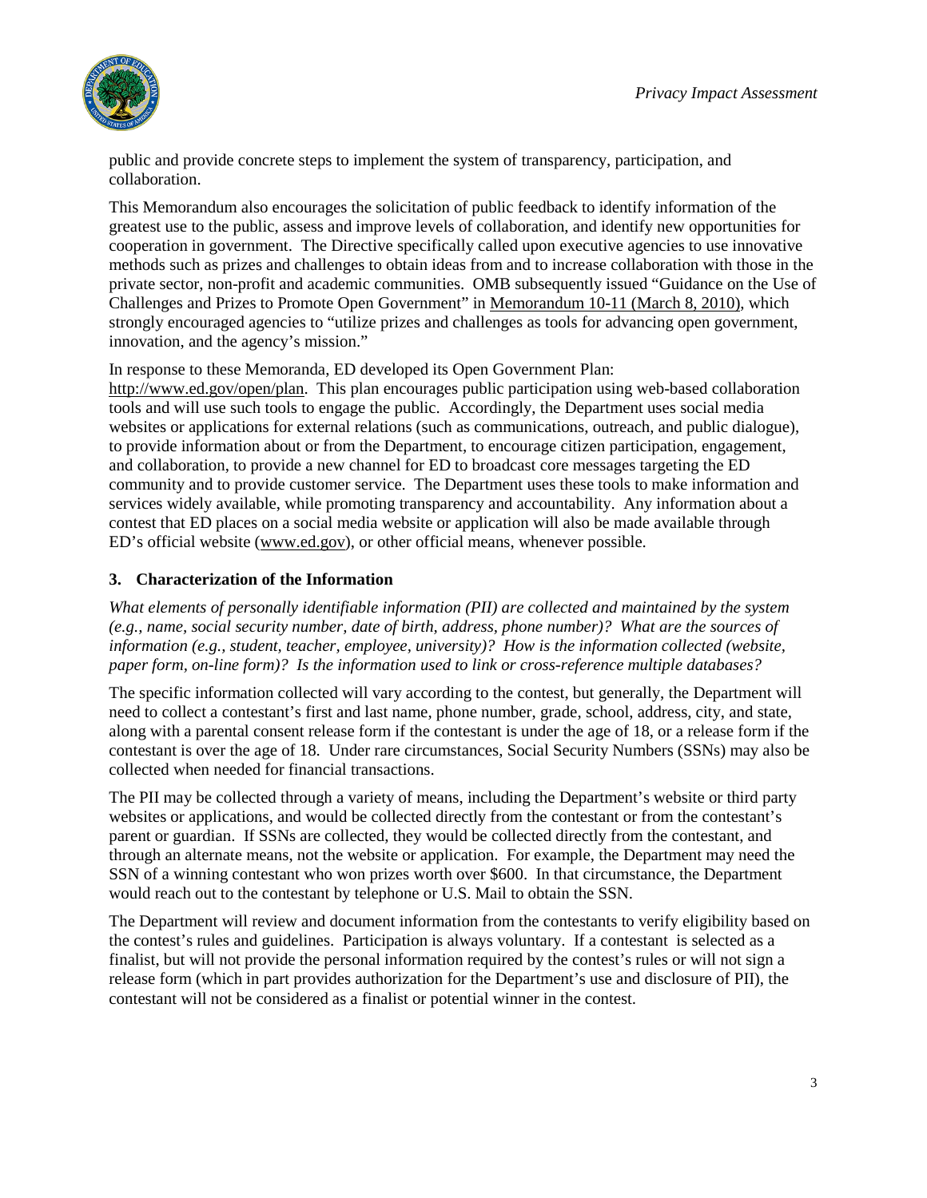public and provide concrete steps to implement the system of transparency, participation, and collaboration.

This Memorandum also encourages the solicitation of public feedback to identify information of the greatest use to the public, assess and improve levels of collaboration, and identify new opportunities for cooperation in government. The Directive specifically called upon executive agencies to use innovative methods such as prizes and challenges to obtain ideas from and to increase collaboration with those in the private sector, non-profit and academic communities. OMB subsequently issued "Guidance on the Use of Challenges and Prizes to Promote Open Government" in Memorandum 10-11 (March 8, 2010), which strongly encouraged agencies to "utilize prizes and challenges as tools for advancing open government, innovation, and the agency's mission."

In response to these Memoranda, ED developed its Open Government Plan: http://www.ed.gov/open/plan. This plan encourages public participation using web-based collaboration tools and will use such tools to engage the public. Accordingly, the Department uses social media websites or applications for external relations (such as communications, outreach, and public dialogue), to provide information about or from the Department, to encourage citizen participation, engagement, and collaboration, to provide a new channel for ED to broadcast core messages targeting the ED community and to provide customer service. The Department uses these tools to make information and services widely available, while promoting transparency and accountability. Any information about a contest that ED places on a social media website or application will also be made available through ED's official website (www.ed.gov), or other official means, whenever possible.

### 3. Characterization of the Information

*What elements of personally identifiable information (PII) are collected and maintained by the system (e.g., name, social security number, date of birth, address, phone number)? What are the sources of information (e.g., student, teacher, employee, university)? How is the information collected (website, paper form, on-line form)? Is the information used to link or cross-reference multiple databases?*

The specific information collected will vary according to the contest, but generally, the Department will need to collect a contestant's first and last name, phone number, grade, school, address, city, and state, along with a parental consent release form if the contestant is under the age of 18, or a release form if the contestant is over the age of 18. Under rare circumstances, Social Security Numbers (SSNs) may also be collected when needed for financial transactions.

The PII may be collected through a variety of means, including the Department's website or third party websites or applications, and would be collected directly from the contestant or from the contestant's parent or guardian. If SSNs are collected, they would be collected directly from the contestant, and through an alternate means, not the website or application. For example, the Department may need the SSN of a winning contestant who won prizes worth over $600. In that circumstance, the Department would reach out to the contestant by telephone or U.S. Mail to obtain the SSN.

The Department will review and document information from the contestants to verify eligibility based on the contest's rules and guidelines. Participation is always voluntary. If a contestant is selected as a finalist, but will not provide the personal information required by the contest's rules or will not sign a release form (which in part provides authorization for the Department's use and disclosure of PII), the contestant will not be considered as a finalist or potential winner in the contest.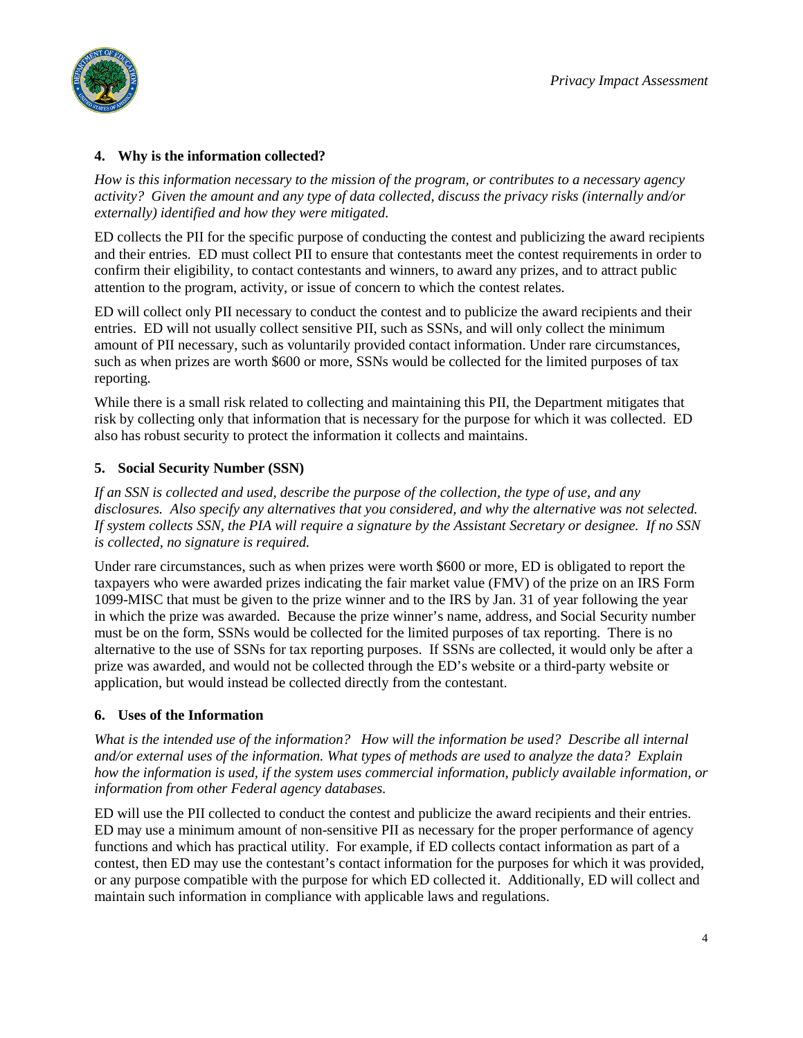### 4. Why is the information collected?

*How is this information necessary to the mission of the program, or contributes to a necessary agency activity? Given the amount and any type of data collected, discuss the privacy risks (internally and/or externally) identified and how they were mitigated.*

ED collects the PII for the specific purpose of conducting the contest and publicizing the award recipients and their entries. ED must collect PII to ensure that contestants meet the contest requirements in order to confirm their eligibility, to contact contestants and winners, to award any prizes, and to attract public attention to the program, activity, or issue of concern to which the contest relates.

ED will collect only PII necessary to conduct the contest and to publicize the award recipients and their entries. ED will not usually collect sensitive PII, such as SSNs, and will only collect the minimum amount of PII necessary, such as voluntarily provided contact information. Under rare circumstances, such as when prizes are worth $600 or more, SSNs would be collected for the limited purposes of tax reporting.

While there is a small risk related to collecting and maintaining this PII, the Department mitigates that risk by collecting only that information that is necessary for the purpose for which it was collected. ED also has robust security to protect the information it collects and maintains.

### 5. Social Security Number (SSN)

*If an SSN is collected and used, describe the purpose of the collection, the type of use, and any disclosures. Also specify any alternatives that you considered, and why the alternative was not selected. If system collects SSN, the PIA will require a signature by the Assistant Secretary or designee. If no SSN is collected, no signature is required.*

Under rare circumstances, such as when prizes were worth $600 or more, ED is obligated to report the taxpayers who were awarded prizes indicating the fair market value (FMV) of the prize on an IRS Form 1099-MISC that must be given to the prize winner and to the IRS by Jan. 31 of year following the year in which the prize was awarded. Because the prize winner's name, address, and Social Security number must be on the form, SSNs would be collected for the limited purposes of tax reporting. There is no alternative to the use of SSNs for tax reporting purposes. If SSNs are collected, it would only be after a prize was awarded, and would not be collected through the ED's website or a third-party website or application, but would instead be collected directly from the contestant.

### 6. Uses of the Information

*What is the intended use of the information? How will the information be used? Describe all internal and/or external uses of the information. What types of methods are used to analyze the data? Explain how the information is used, if the system uses commercial information, publicly available information, or information from other Federal agency databases.*

ED will use the PII collected to conduct the contest and publicize the award recipients and their entries. ED may use a minimum amount of non-sensitive PII as necessary for the proper performance of agency functions and which has practical utility. For example, if ED collects contact information as part of a contest, then ED may use the contestant's contact information for the purposes for which it was provided, or any purpose compatible with the purpose for which ED collected it. Additionally, ED will collect and maintain such information in compliance with applicable laws and regulations.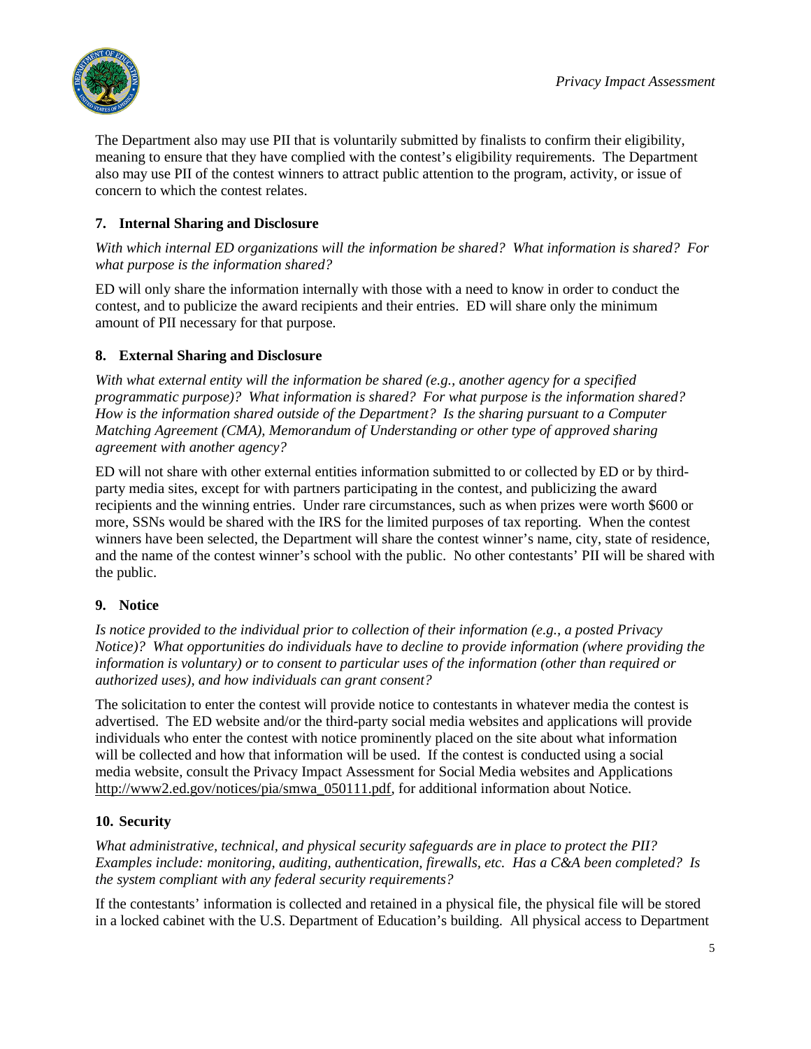The Department also may use PII that is voluntarily submitted by finalists to confirm their eligibility, meaning to ensure that they have complied with the contest's eligibility requirements. The Department also may use PII of the contest winners to attract public attention to the program, activity, or issue of concern to which the contest relates.

### 7. Internal Sharing and Disclosure

*With which internal ED organizations will the information be shared? What information is shared? For what purpose is the information shared?*

ED will only share the information internally with those with a need to know in order to conduct the contest, and to publicize the award recipients and their entries. ED will share only the minimum amount of PII necessary for that purpose.

### 8. External Sharing and Disclosure

*With what external entity will the information be shared (e.g., another agency for a specified programmatic purpose)? What information is shared? For what purpose is the information shared? How is the information shared outside of the Department? Is the sharing pursuant to a Computer Matching Agreement (CMA), Memorandum of Understanding or other type of approved sharing agreement with another agency?*

ED will not share with other external entities information submitted to or collected by ED or by third-party media sites, except for with partners participating in the contest, and publicizing the award recipients and the winning entries. Under rare circumstances, such as when prizes were worth $600 or more, SSNs would be shared with the IRS for the limited purposes of tax reporting. When the contest winners have been selected, the Department will share the contest winner's name, city, state of residence, and the name of the contest winner's school with the public. No other contestants' PII will be shared with the public.

### 9. Notice

*Is notice provided to the individual prior to collection of their information (e.g., a posted Privacy Notice)? What opportunities do individuals have to decline to provide information (where providing the information is voluntary) or to consent to particular uses of the information (other than required or authorized uses), and how individuals can grant consent?*

The solicitation to enter the contest will provide notice to contestants in whatever media the contest is advertised. The ED website and/or the third-party social media websites and applications will provide individuals who enter the contest with notice prominently placed on the site about what information will be collected and how that information will be used. If the contest is conducted using a social media website, consult the Privacy Impact Assessment for Social Media websites and Applications http://www2.ed.gov/notices/pia/smwa_050111.pdf, for additional information about Notice.

### 10. Security

*What administrative, technical, and physical security safeguards are in place to protect the PII? Examples include: monitoring, auditing, authentication, firewalls, etc. Has a C&A been completed? Is the system compliant with any federal security requirements?*

If the contestants' information is collected and retained in a physical file, the physical file will be stored in a locked cabinet with the U.S. Department of Education's building. All physical access to Department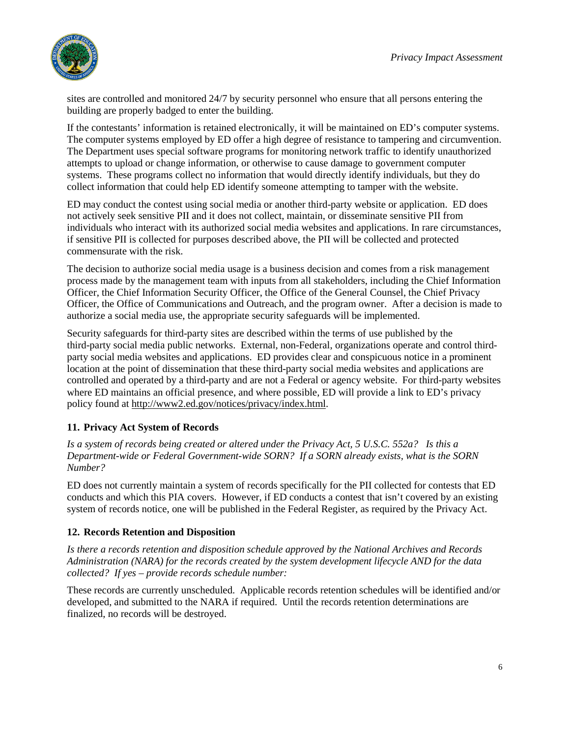sites are controlled and monitored 24/7 by security personnel who ensure that all persons entering the building are properly badged to enter the building.

If the contestants' information is retained electronically, it will be maintained on ED's computer systems. The computer systems employed by ED offer a high degree of resistance to tampering and circumvention. The Department uses special software programs for monitoring network traffic to identify unauthorized attempts to upload or change information, or otherwise to cause damage to government computer systems. These programs collect no information that would directly identify individuals, but they do collect information that could help ED identify someone attempting to tamper with the website.

ED may conduct the contest using social media or another third-party website or application. ED does not actively seek sensitive PII and it does not collect, maintain, or disseminate sensitive PII from individuals who interact with its authorized social media websites and applications. In rare circumstances, if sensitive PII is collected for purposes described above, the PII will be collected and protected commensurate with the risk.

The decision to authorize social media usage is a business decision and comes from a risk management process made by the management team with inputs from all stakeholders, including the Chief Information Officer, the Chief Information Security Officer, the Office of the General Counsel, the Chief Privacy Officer, the Office of Communications and Outreach, and the program owner. After a decision is made to authorize a social media use, the appropriate security safeguards will be implemented.

Security safeguards for third-party sites are described within the terms of use published by the third-party social media public networks. External, non-Federal, organizations operate and control third-party social media websites and applications. ED provides clear and conspicuous notice in a prominent location at the point of dissemination that these third-party social media websites and applications are controlled and operated by a third-party and are not a Federal or agency website. For third-party websites where ED maintains an official presence, and where possible, ED will provide a link to ED's privacy policy found at http://www2.ed.gov/notices/privacy/index.html.

### 11. Privacy Act System of Records

*Is a system of records being created or altered under the Privacy Act, 5 U.S.C. 552a? Is this a Department-wide or Federal Government-wide SORN? If a SORN already exists, what is the SORN Number?*

ED does not currently maintain a system of records specifically for the PII collected for contests that ED conducts and which this PIA covers. However, if ED conducts a contest that isn't covered by an existing system of records notice, one will be published in the Federal Register, as required by the Privacy Act.

### 12. Records Retention and Disposition

*Is there a records retention and disposition schedule approved by the National Archives and Records Administration (NARA) for the records created by the system development lifecycle AND for the data collected? If yes – provide records schedule number:*

These records are currently unscheduled. Applicable records retention schedules will be identified and/or developed, and submitted to the NARA if required. Until the records retention determinations are finalized, no records will be destroyed.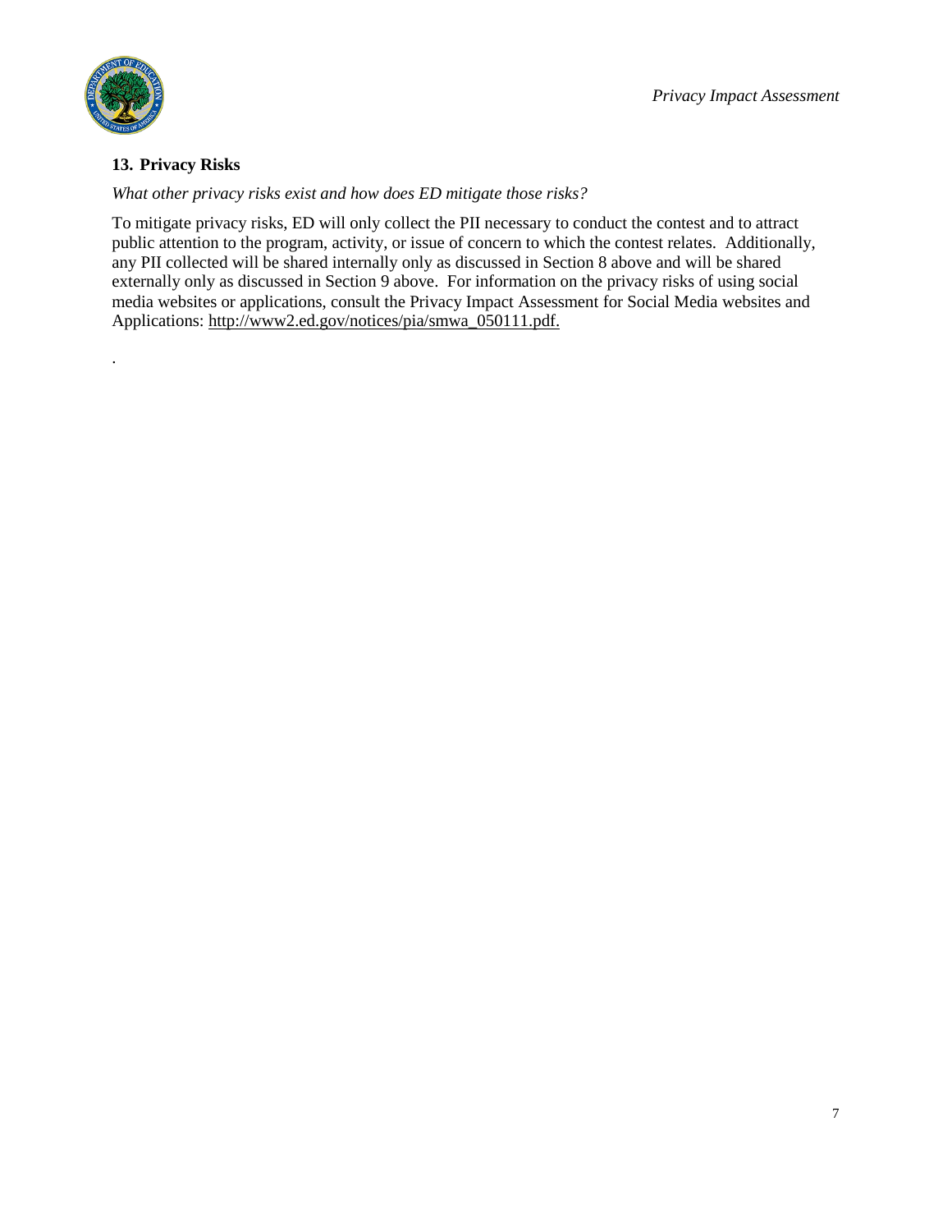### 13. Privacy Risks

*What other privacy risks exist and how does ED mitigate those risks?*

To mitigate privacy risks, ED will only collect the PII necessary to conduct the contest and to attract public attention to the program, activity, or issue of concern to which the contest relates. Additionally, any PII collected will be shared internally only as discussed in Section 8 above and will be shared externally only as discussed in Section 9 above. For information on the privacy risks of using social media websites or applications, consult the Privacy Impact Assessment for Social Media websites and Applications: http://www2.ed.gov/notices/pia/smwa_050111.pdf.

.